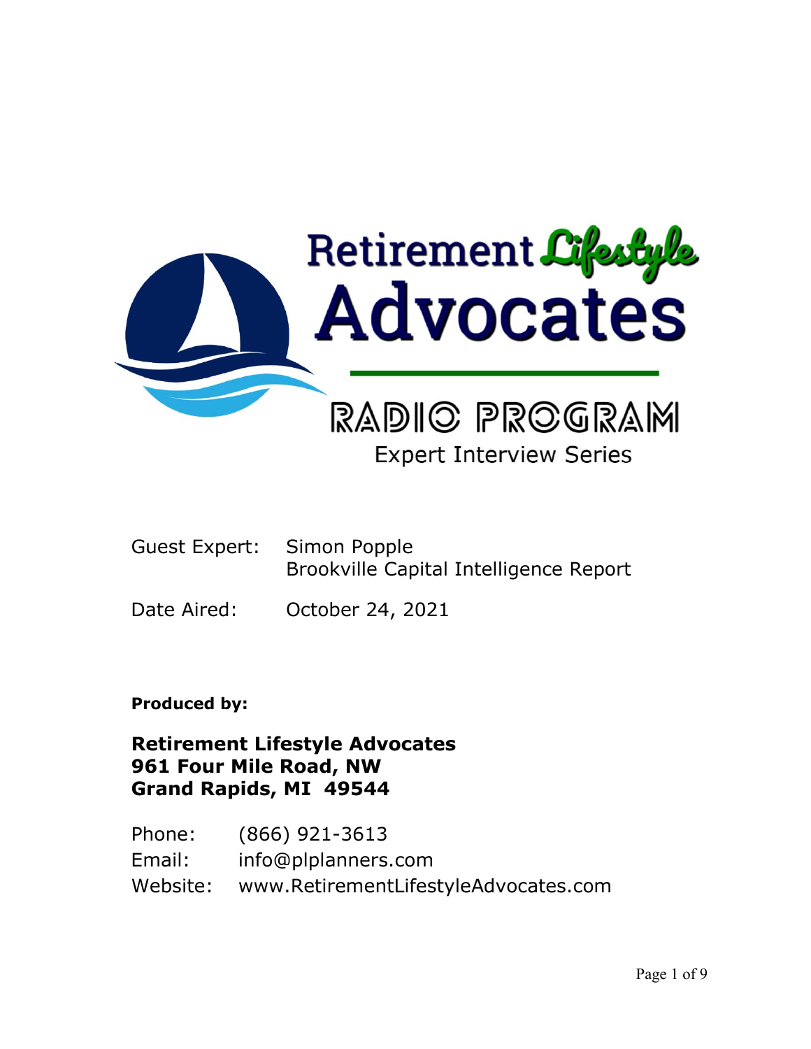# Retirement Lifestyle Advocates

## RADIO PROGRAM

### Expert Interview Series

Guest Expert: Simon Popple
Brookville Capital Intelligence Report

Date Aired: October 24, 2021

**Produced by:**

**Retirement Lifestyle Advocates**
**961 Four Mile Road, NW**
**Grand Rapids, MI 49544**

Phone: (866) 921-3613
Email: info@plplanners.com
Website: www.RetirementLifestyleAdvocates.com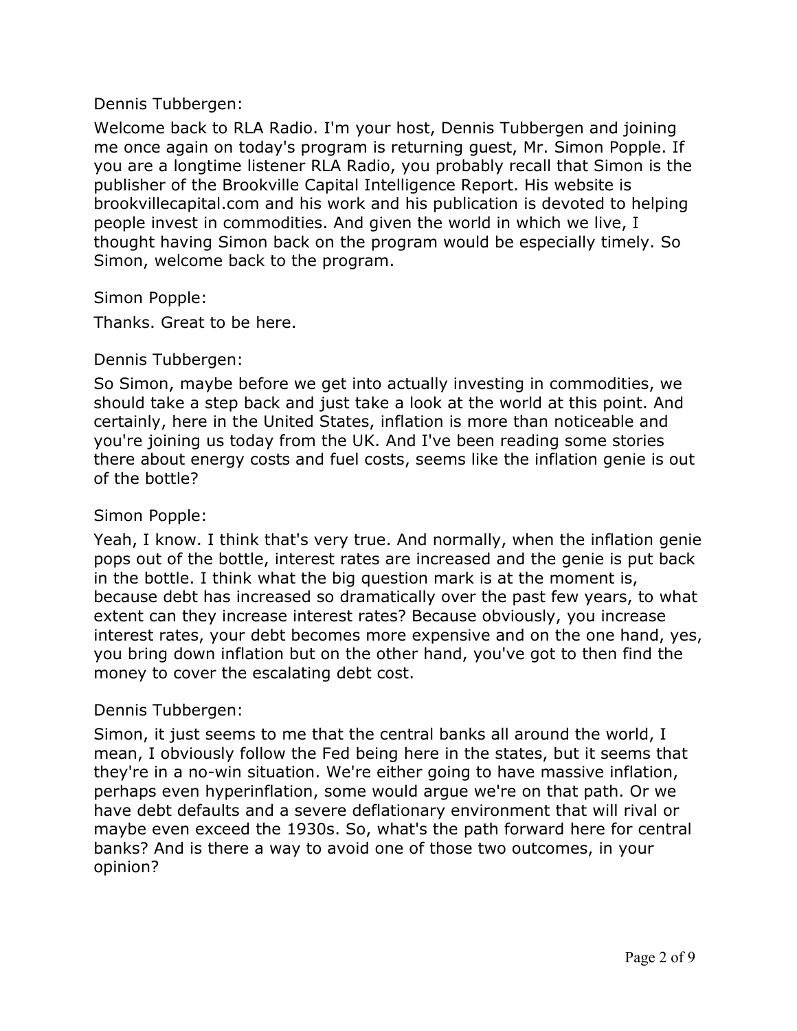Dennis Tubbergen:

Welcome back to RLA Radio. I'm your host, Dennis Tubbergen and joining me once again on today's program is returning guest, Mr. Simon Popple. If you are a longtime listener RLA Radio, you probably recall that Simon is the publisher of the Brookville Capital Intelligence Report. His website is brookvillecapital.com and his work and his publication is devoted to helping people invest in commodities. And given the world in which we live, I thought having Simon back on the program would be especially timely. So Simon, welcome back to the program.

Simon Popple:

Thanks. Great to be here.

Dennis Tubbergen:

So Simon, maybe before we get into actually investing in commodities, we should take a step back and just take a look at the world at this point. And certainly, here in the United States, inflation is more than noticeable and you're joining us today from the UK. And I've been reading some stories there about energy costs and fuel costs, seems like the inflation genie is out of the bottle?

Simon Popple:

Yeah, I know. I think that's very true. And normally, when the inflation genie pops out of the bottle, interest rates are increased and the genie is put back in the bottle. I think what the big question mark is at the moment is, because debt has increased so dramatically over the past few years, to what extent can they increase interest rates? Because obviously, you increase interest rates, your debt becomes more expensive and on the one hand, yes, you bring down inflation but on the other hand, you've got to then find the money to cover the escalating debt cost.

Dennis Tubbergen:

Simon, it just seems to me that the central banks all around the world, I mean, I obviously follow the Fed being here in the states, but it seems that they're in a no-win situation. We're either going to have massive inflation, perhaps even hyperinflation, some would argue we're on that path. Or we have debt defaults and a severe deflationary environment that will rival or maybe even exceed the 1930s. So, what's the path forward here for central banks? And is there a way to avoid one of those two outcomes, in your opinion?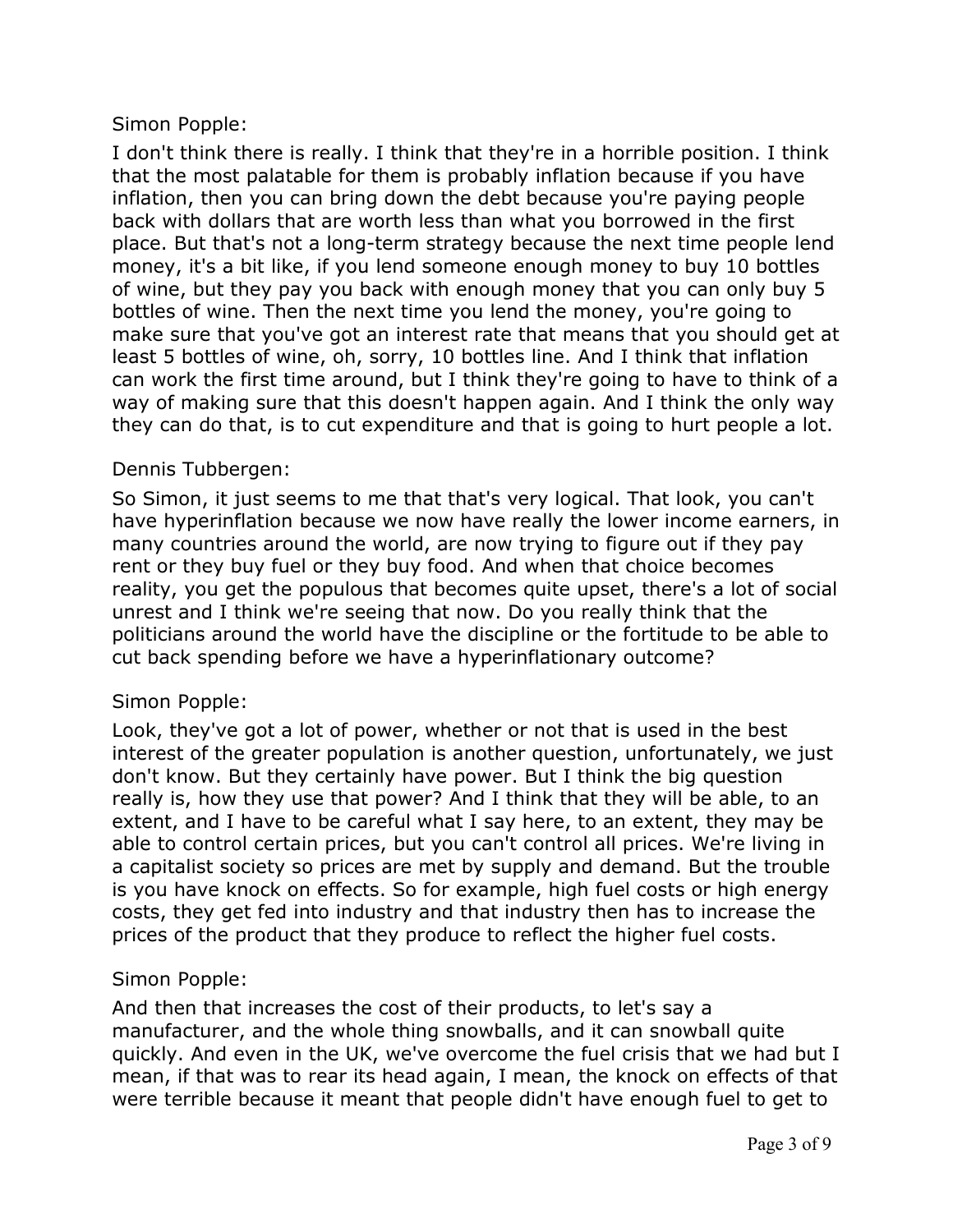Simon Popple:

I don't think there is really. I think that they're in a horrible position. I think that the most palatable for them is probably inflation because if you have inflation, then you can bring down the debt because you're paying people back with dollars that are worth less than what you borrowed in the first place. But that's not a long-term strategy because the next time people lend money, it's a bit like, if you lend someone enough money to buy 10 bottles of wine, but they pay you back with enough money that you can only buy 5 bottles of wine. Then the next time you lend the money, you're going to make sure that you've got an interest rate that means that you should get at least 5 bottles of wine, oh, sorry, 10 bottles line. And I think that inflation can work the first time around, but I think they're going to have to think of a way of making sure that this doesn't happen again. And I think the only way they can do that, is to cut expenditure and that is going to hurt people a lot.

Dennis Tubbergen:

So Simon, it just seems to me that that's very logical. That look, you can't have hyperinflation because we now have really the lower income earners, in many countries around the world, are now trying to figure out if they pay rent or they buy fuel or they buy food. And when that choice becomes reality, you get the populous that becomes quite upset, there's a lot of social unrest and I think we're seeing that now. Do you really think that the politicians around the world have the discipline or the fortitude to be able to cut back spending before we have a hyperinflationary outcome?

Simon Popple:

Look, they've got a lot of power, whether or not that is used in the best interest of the greater population is another question, unfortunately, we just don't know. But they certainly have power. But I think the big question really is, how they use that power? And I think that they will be able, to an extent, and I have to be careful what I say here, to an extent, they may be able to control certain prices, but you can't control all prices. We're living in a capitalist society so prices are met by supply and demand. But the trouble is you have knock on effects. So for example, high fuel costs or high energy costs, they get fed into industry and that industry then has to increase the prices of the product that they produce to reflect the higher fuel costs.

Simon Popple:

And then that increases the cost of their products, to let's say a manufacturer, and the whole thing snowballs, and it can snowball quite quickly. And even in the UK, we've overcome the fuel crisis that we had but I mean, if that was to rear its head again, I mean, the knock on effects of that were terrible because it meant that people didn't have enough fuel to get to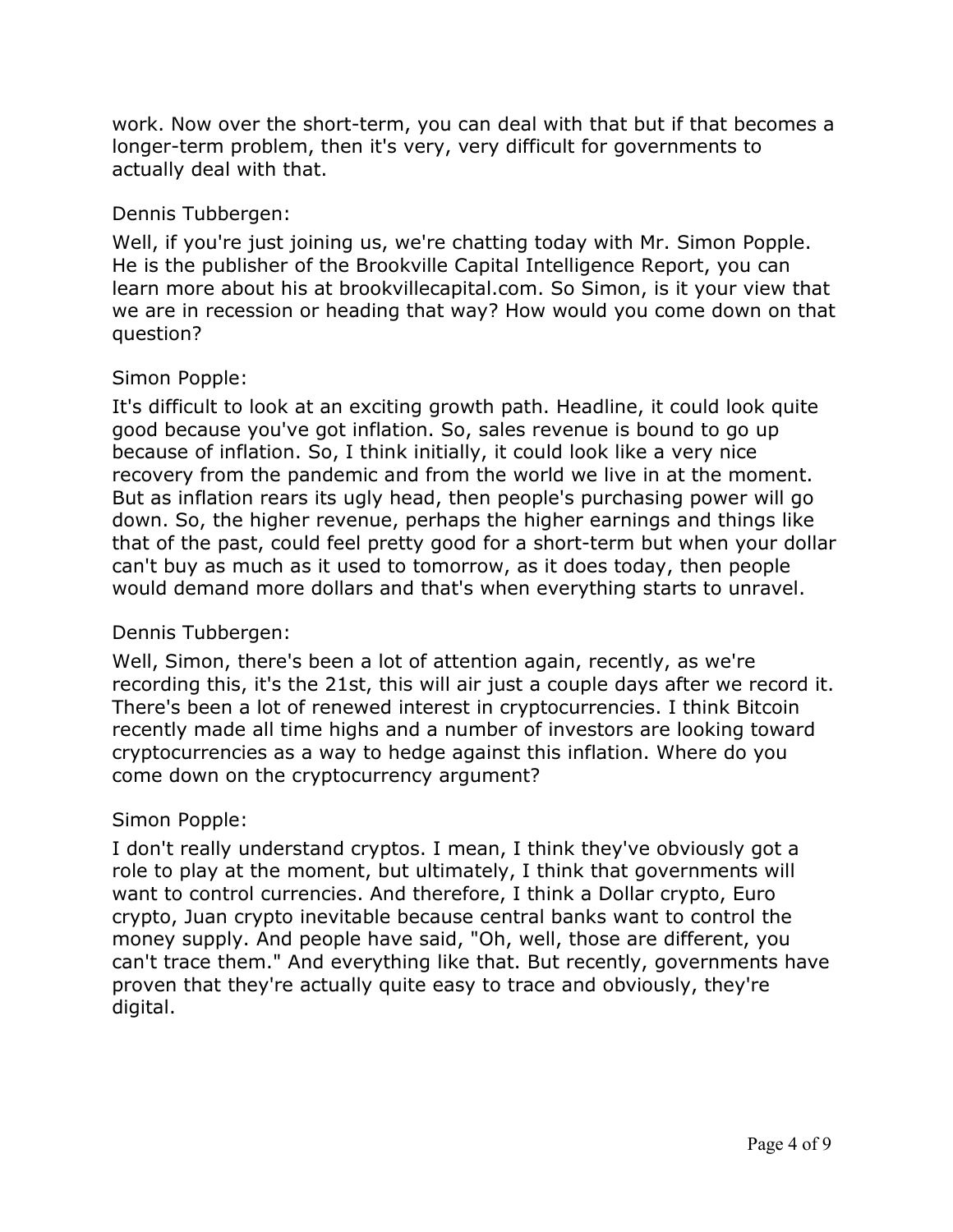work. Now over the short-term, you can deal with that but if that becomes a longer-term problem, then it's very, very difficult for governments to actually deal with that.

Dennis Tubbergen:

Well, if you're just joining us, we're chatting today with Mr. Simon Popple. He is the publisher of the Brookville Capital Intelligence Report, you can learn more about his at brookvillecapital.com. So Simon, is it your view that we are in recession or heading that way? How would you come down on that question?

Simon Popple:

It's difficult to look at an exciting growth path. Headline, it could look quite good because you've got inflation. So, sales revenue is bound to go up because of inflation. So, I think initially, it could look like a very nice recovery from the pandemic and from the world we live in at the moment. But as inflation rears its ugly head, then people's purchasing power will go down. So, the higher revenue, perhaps the higher earnings and things like that of the past, could feel pretty good for a short-term but when your dollar can't buy as much as it used to tomorrow, as it does today, then people would demand more dollars and that's when everything starts to unravel.

Dennis Tubbergen:

Well, Simon, there's been a lot of attention again, recently, as we're recording this, it's the 21st, this will air just a couple days after we record it. There's been a lot of renewed interest in cryptocurrencies. I think Bitcoin recently made all time highs and a number of investors are looking toward cryptocurrencies as a way to hedge against this inflation. Where do you come down on the cryptocurrency argument?

Simon Popple:

I don't really understand cryptos. I mean, I think they've obviously got a role to play at the moment, but ultimately, I think that governments will want to control currencies. And therefore, I think a Dollar crypto, Euro crypto, Juan crypto inevitable because central banks want to control the money supply. And people have said, "Oh, well, those are different, you can't trace them." And everything like that. But recently, governments have proven that they're actually quite easy to trace and obviously, they're digital.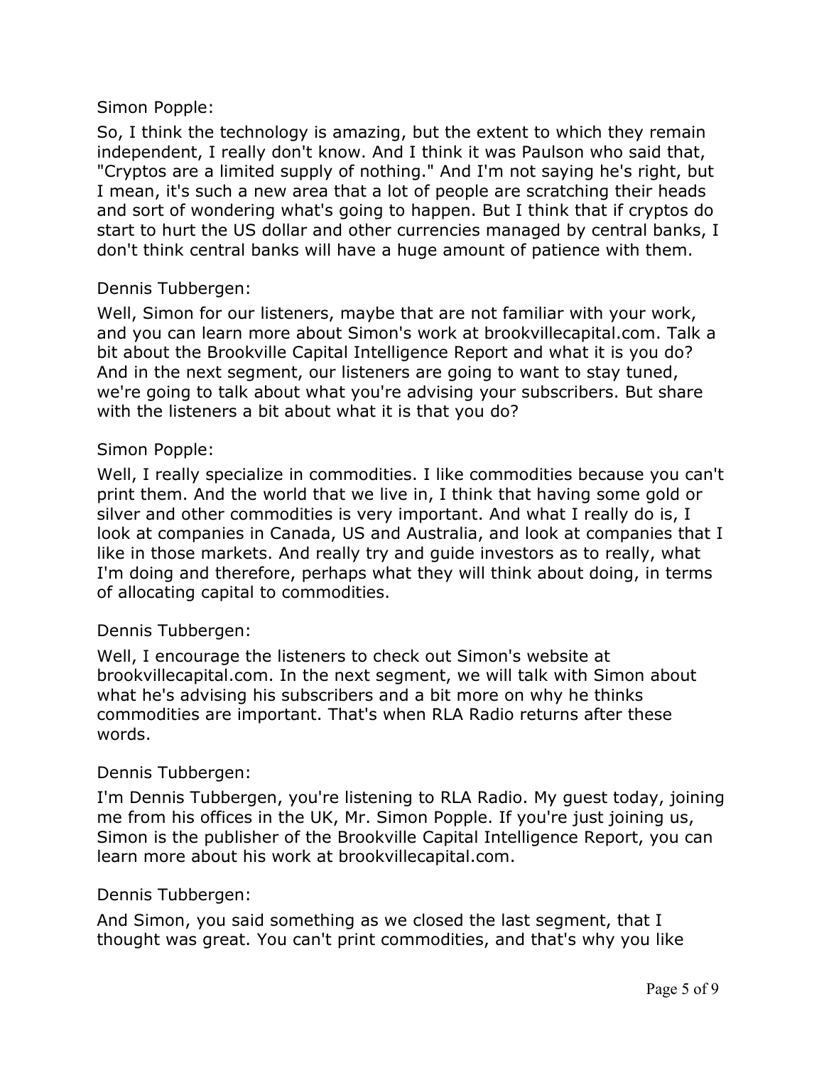Simon Popple:

So, I think the technology is amazing, but the extent to which they remain independent, I really don't know. And I think it was Paulson who said that, "Cryptos are a limited supply of nothing." And I'm not saying he's right, but I mean, it's such a new area that a lot of people are scratching their heads and sort of wondering what's going to happen. But I think that if cryptos do start to hurt the US dollar and other currencies managed by central banks, I don't think central banks will have a huge amount of patience with them.

Dennis Tubbergen:

Well, Simon for our listeners, maybe that are not familiar with your work, and you can learn more about Simon's work at brookvillecapital.com. Talk a bit about the Brookville Capital Intelligence Report and what it is you do? And in the next segment, our listeners are going to want to stay tuned, we're going to talk about what you're advising your subscribers. But share with the listeners a bit about what it is that you do?

Simon Popple:

Well, I really specialize in commodities. I like commodities because you can't print them. And the world that we live in, I think that having some gold or silver and other commodities is very important. And what I really do is, I look at companies in Canada, US and Australia, and look at companies that I like in those markets. And really try and guide investors as to really, what I'm doing and therefore, perhaps what they will think about doing, in terms of allocating capital to commodities.

Dennis Tubbergen:

Well, I encourage the listeners to check out Simon's website at brookvillecapital.com. In the next segment, we will talk with Simon about what he's advising his subscribers and a bit more on why he thinks commodities are important. That's when RLA Radio returns after these words.

Dennis Tubbergen:

I'm Dennis Tubbergen, you're listening to RLA Radio. My guest today, joining me from his offices in the UK, Mr. Simon Popple. If you're just joining us, Simon is the publisher of the Brookville Capital Intelligence Report, you can learn more about his work at brookvillecapital.com.

Dennis Tubbergen:

And Simon, you said something as we closed the last segment, that I thought was great. You can't print commodities, and that's why you like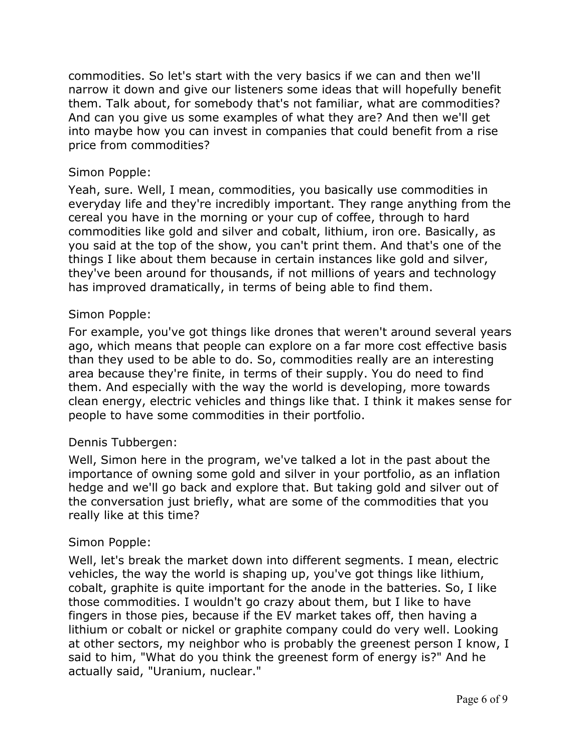commodities. So let's start with the very basics if we can and then we'll narrow it down and give our listeners some ideas that will hopefully benefit them. Talk about, for somebody that's not familiar, what are commodities? And can you give us some examples of what they are? And then we'll get into maybe how you can invest in companies that could benefit from a rise price from commodities?

Simon Popple:

Yeah, sure. Well, I mean, commodities, you basically use commodities in everyday life and they're incredibly important. They range anything from the cereal you have in the morning or your cup of coffee, through to hard commodities like gold and silver and cobalt, lithium, iron ore. Basically, as you said at the top of the show, you can't print them. And that's one of the things I like about them because in certain instances like gold and silver, they've been around for thousands, if not millions of years and technology has improved dramatically, in terms of being able to find them.

Simon Popple:

For example, you've got things like drones that weren't around several years ago, which means that people can explore on a far more cost effective basis than they used to be able to do. So, commodities really are an interesting area because they're finite, in terms of their supply. You do need to find them. And especially with the way the world is developing, more towards clean energy, electric vehicles and things like that. I think it makes sense for people to have some commodities in their portfolio.

Dennis Tubbergen:

Well, Simon here in the program, we've talked a lot in the past about the importance of owning some gold and silver in your portfolio, as an inflation hedge and we'll go back and explore that. But taking gold and silver out of the conversation just briefly, what are some of the commodities that you really like at this time?

Simon Popple:

Well, let's break the market down into different segments. I mean, electric vehicles, the way the world is shaping up, you've got things like lithium, cobalt, graphite is quite important for the anode in the batteries. So, I like those commodities. I wouldn't go crazy about them, but I like to have fingers in those pies, because if the EV market takes off, then having a lithium or cobalt or nickel or graphite company could do very well. Looking at other sectors, my neighbor who is probably the greenest person I know, I said to him, "What do you think the greenest form of energy is?" And he actually said, "Uranium, nuclear."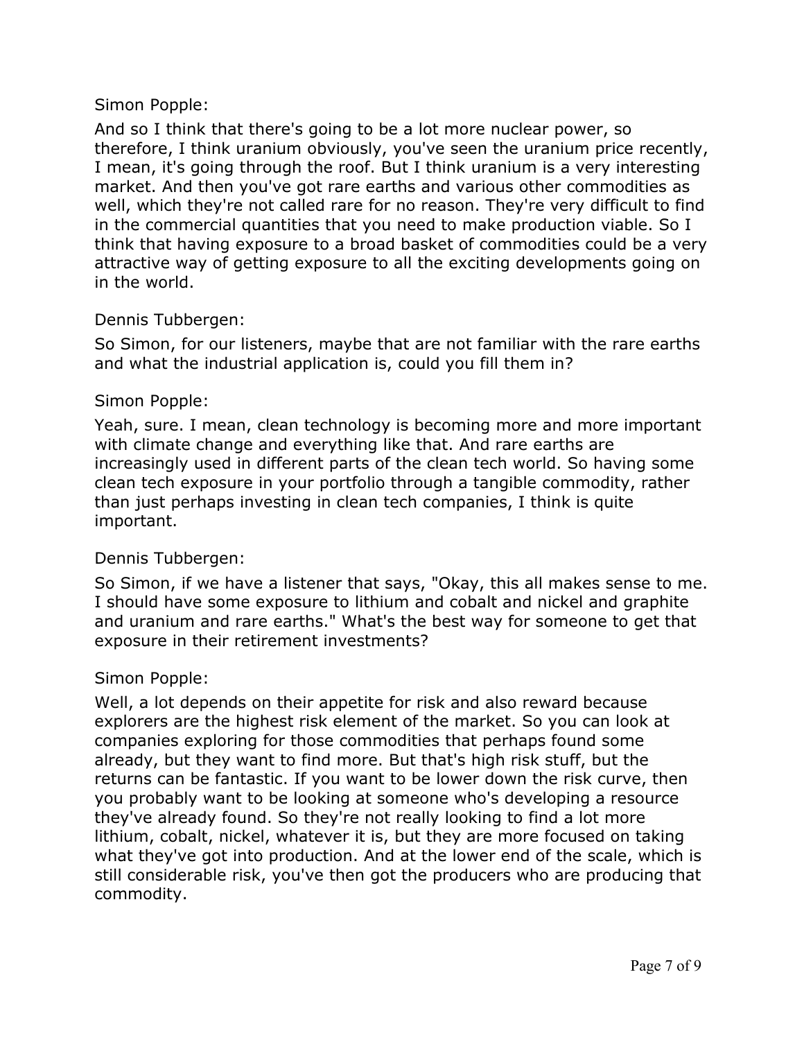Simon Popple:

And so I think that there's going to be a lot more nuclear power, so therefore, I think uranium obviously, you've seen the uranium price recently, I mean, it's going through the roof. But I think uranium is a very interesting market. And then you've got rare earths and various other commodities as well, which they're not called rare for no reason. They're very difficult to find in the commercial quantities that you need to make production viable. So I think that having exposure to a broad basket of commodities could be a very attractive way of getting exposure to all the exciting developments going on in the world.

Dennis Tubbergen:

So Simon, for our listeners, maybe that are not familiar with the rare earths and what the industrial application is, could you fill them in?

Simon Popple:

Yeah, sure. I mean, clean technology is becoming more and more important with climate change and everything like that. And rare earths are increasingly used in different parts of the clean tech world. So having some clean tech exposure in your portfolio through a tangible commodity, rather than just perhaps investing in clean tech companies, I think is quite important.

Dennis Tubbergen:

So Simon, if we have a listener that says, "Okay, this all makes sense to me. I should have some exposure to lithium and cobalt and nickel and graphite and uranium and rare earths." What's the best way for someone to get that exposure in their retirement investments?

Simon Popple:

Well, a lot depends on their appetite for risk and also reward because explorers are the highest risk element of the market. So you can look at companies exploring for those commodities that perhaps found some already, but they want to find more. But that's high risk stuff, but the returns can be fantastic. If you want to be lower down the risk curve, then you probably want to be looking at someone who's developing a resource they've already found. So they're not really looking to find a lot more lithium, cobalt, nickel, whatever it is, but they are more focused on taking what they've got into production. And at the lower end of the scale, which is still considerable risk, you've then got the producers who are producing that commodity.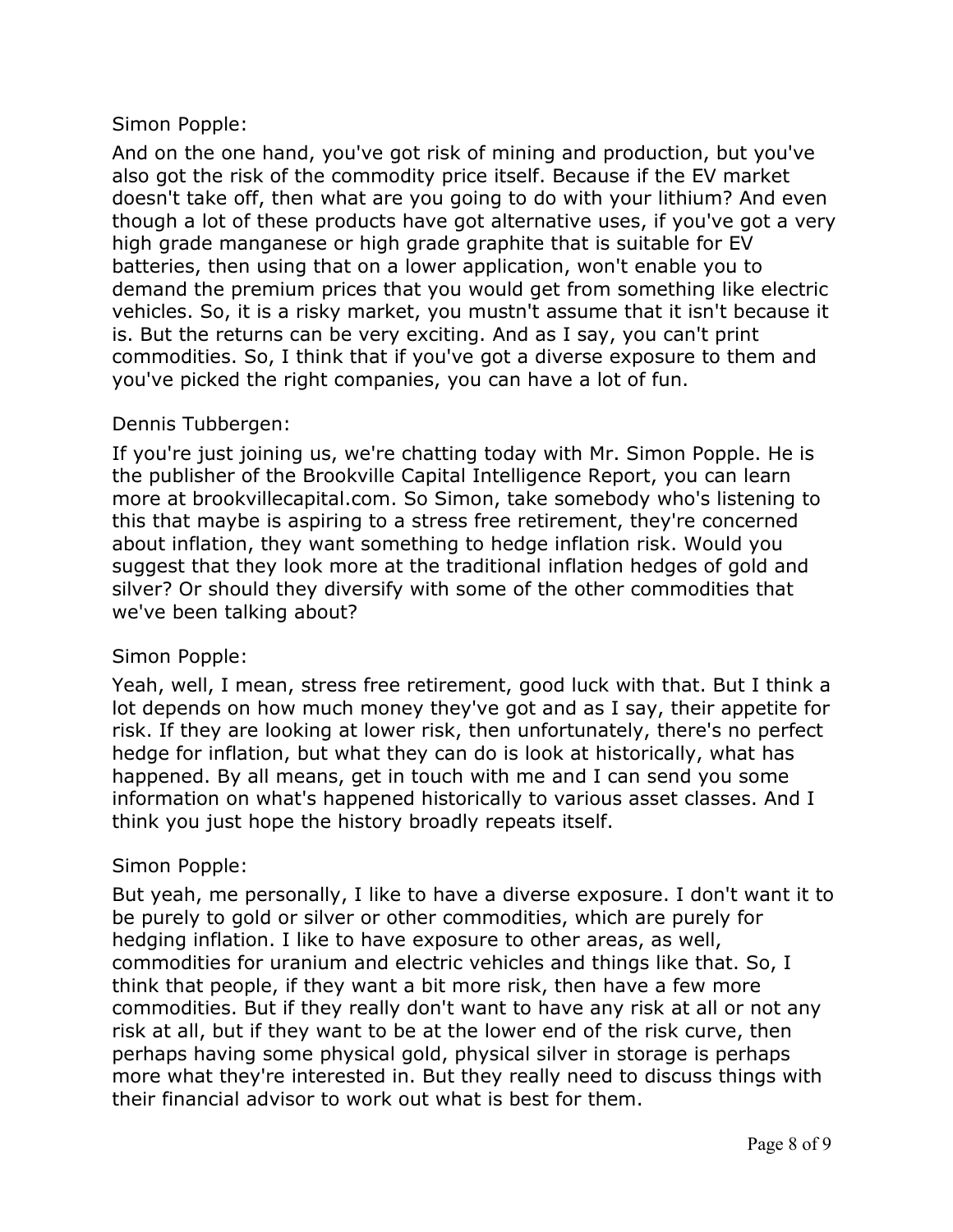Simon Popple:

And on the one hand, you've got risk of mining and production, but you've also got the risk of the commodity price itself. Because if the EV market doesn't take off, then what are you going to do with your lithium? And even though a lot of these products have got alternative uses, if you've got a very high grade manganese or high grade graphite that is suitable for EV batteries, then using that on a lower application, won't enable you to demand the premium prices that you would get from something like electric vehicles. So, it is a risky market, you mustn't assume that it isn't because it is. But the returns can be very exciting. And as I say, you can't print commodities. So, I think that if you've got a diverse exposure to them and you've picked the right companies, you can have a lot of fun.

Dennis Tubbergen:

If you're just joining us, we're chatting today with Mr. Simon Popple. He is the publisher of the Brookville Capital Intelligence Report, you can learn more at brookvillecapital.com. So Simon, take somebody who's listening to this that maybe is aspiring to a stress free retirement, they're concerned about inflation, they want something to hedge inflation risk. Would you suggest that they look more at the traditional inflation hedges of gold and silver? Or should they diversify with some of the other commodities that we've been talking about?

Simon Popple:

Yeah, well, I mean, stress free retirement, good luck with that. But I think a lot depends on how much money they've got and as I say, their appetite for risk. If they are looking at lower risk, then unfortunately, there's no perfect hedge for inflation, but what they can do is look at historically, what has happened. By all means, get in touch with me and I can send you some information on what's happened historically to various asset classes. And I think you just hope the history broadly repeats itself.

Simon Popple:

But yeah, me personally, I like to have a diverse exposure. I don't want it to be purely to gold or silver or other commodities, which are purely for hedging inflation. I like to have exposure to other areas, as well, commodities for uranium and electric vehicles and things like that. So, I think that people, if they want a bit more risk, then have a few more commodities. But if they really don't want to have any risk at all or not any risk at all, but if they want to be at the lower end of the risk curve, then perhaps having some physical gold, physical silver in storage is perhaps more what they're interested in. But they really need to discuss things with their financial advisor to work out what is best for them.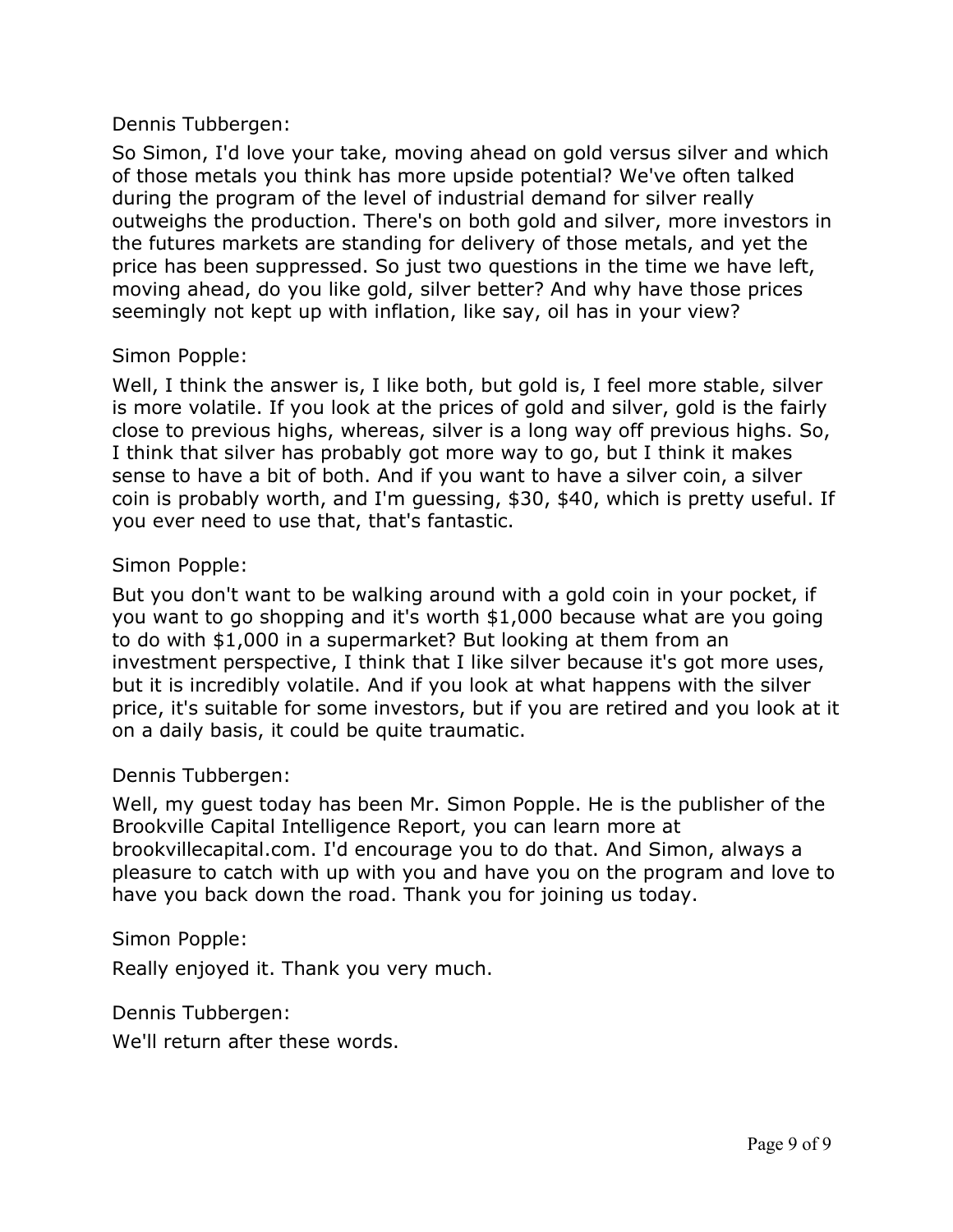Dennis Tubbergen:

So Simon, I'd love your take, moving ahead on gold versus silver and which of those metals you think has more upside potential? We've often talked during the program of the level of industrial demand for silver really outweighs the production. There's on both gold and silver, more investors in the futures markets are standing for delivery of those metals, and yet the price has been suppressed. So just two questions in the time we have left, moving ahead, do you like gold, silver better? And why have those prices seemingly not kept up with inflation, like say, oil has in your view?

Simon Popple:

Well, I think the answer is, I like both, but gold is, I feel more stable, silver is more volatile. If you look at the prices of gold and silver, gold is the fairly close to previous highs, whereas, silver is a long way off previous highs. So, I think that silver has probably got more way to go, but I think it makes sense to have a bit of both. And if you want to have a silver coin, a silver coin is probably worth, and I'm guessing, $30, $40, which is pretty useful. If you ever need to use that, that's fantastic.

Simon Popple:

But you don't want to be walking around with a gold coin in your pocket, if you want to go shopping and it's worth $1,000 because what are you going to do with $1,000 in a supermarket? But looking at them from an investment perspective, I think that I like silver because it's got more uses, but it is incredibly volatile. And if you look at what happens with the silver price, it's suitable for some investors, but if you are retired and you look at it on a daily basis, it could be quite traumatic.

Dennis Tubbergen:

Well, my guest today has been Mr. Simon Popple. He is the publisher of the Brookville Capital Intelligence Report, you can learn more at brookvillecapital.com. I'd encourage you to do that. And Simon, always a pleasure to catch with up with you and have you on the program and love to have you back down the road. Thank you for joining us today.

Simon Popple:

Really enjoyed it. Thank you very much.

Dennis Tubbergen:

We'll return after these words.